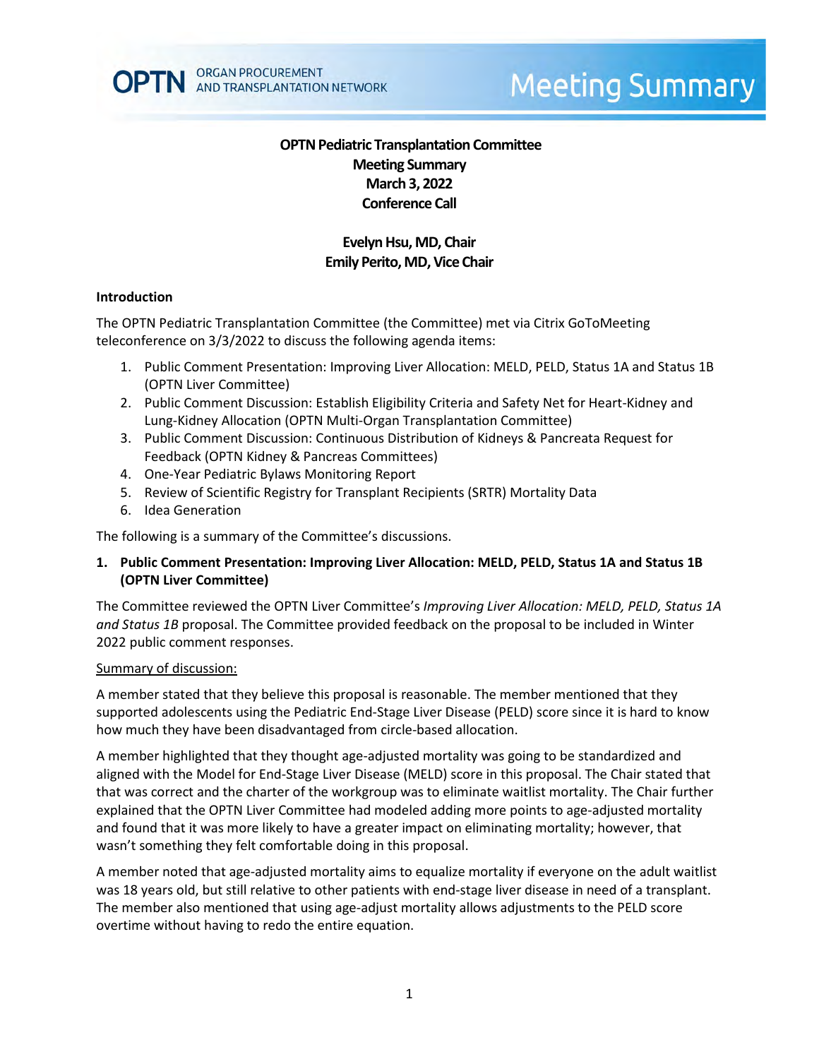# OPTN Pediatric Transplantation Committee Meeting Summary

**March 3, 2022**
**Conference Call**

**Evelyn Hsu, MD, Chair**
**Emily Perito, MD, Vice Chair**

## Introduction

The OPTN Pediatric Transplantation Committee (the Committee) met via Citrix GoToMeeting teleconference on 3/3/2022 to discuss the following agenda items:

1. Public Comment Presentation: Improving Liver Allocation: MELD, PELD, Status 1A and Status 1B (OPTN Liver Committee)
2. Public Comment Discussion: Establish Eligibility Criteria and Safety Net for Heart-Kidney and Lung-Kidney Allocation (OPTN Multi-Organ Transplantation Committee)
3. Public Comment Discussion: Continuous Distribution of Kidneys & Pancreata Request for Feedback (OPTN Kidney & Pancreas Committees)
4. One-Year Pediatric Bylaws Monitoring Report
5. Review of Scientific Registry for Transplant Recipients (SRTR) Mortality Data
6. Idea Generation

The following is a summary of the Committee's discussions.

## 1. Public Comment Presentation: Improving Liver Allocation: MELD, PELD, Status 1A and Status 1B (OPTN Liver Committee)

The Committee reviewed the OPTN Liver Committee's *Improving Liver Allocation: MELD, PELD, Status 1A and Status 1B* proposal. The Committee provided feedback on the proposal to be included in Winter 2022 public comment responses.

Summary of discussion:

A member stated that they believe this proposal is reasonable. The member mentioned that they supported adolescents using the Pediatric End-Stage Liver Disease (PELD) score since it is hard to know how much they have been disadvantaged from circle-based allocation.

A member highlighted that they thought age-adjusted mortality was going to be standardized and aligned with the Model for End-Stage Liver Disease (MELD) score in this proposal. The Chair stated that that was correct and the charter of the workgroup was to eliminate waitlist mortality. The Chair further explained that the OPTN Liver Committee had modeled adding more points to age-adjusted mortality and found that it was more likely to have a greater impact on eliminating mortality; however, that wasn't something they felt comfortable doing in this proposal.

A member noted that age-adjusted mortality aims to equalize mortality if everyone on the adult waitlist was 18 years old, but still relative to other patients with end-stage liver disease in need of a transplant. The member also mentioned that using age-adjust mortality allows adjustments to the PELD score overtime without having to redo the entire equation.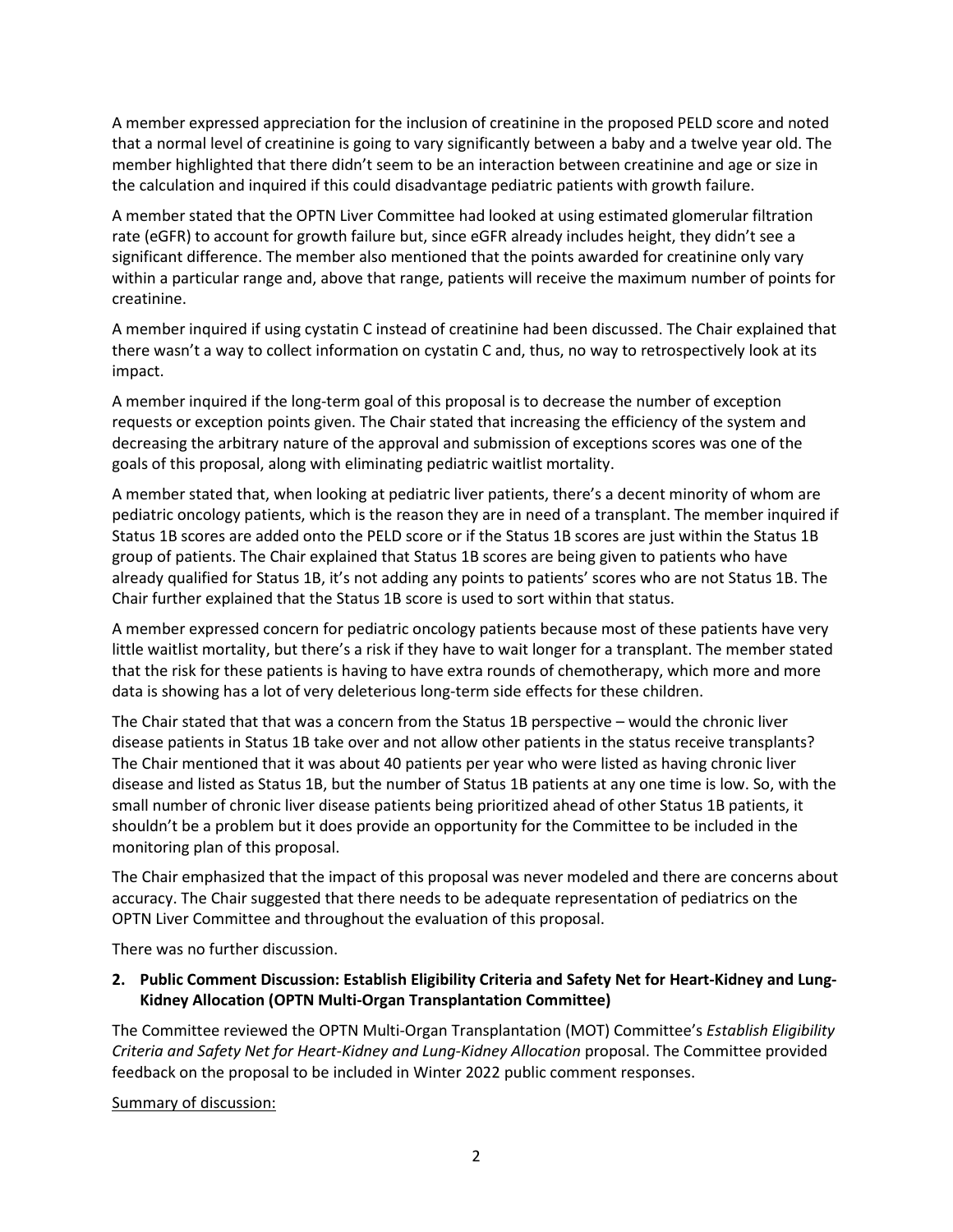A member expressed appreciation for the inclusion of creatinine in the proposed PELD score and noted that a normal level of creatinine is going to vary significantly between a baby and a twelve year old. The member highlighted that there didn't seem to be an interaction between creatinine and age or size in the calculation and inquired if this could disadvantage pediatric patients with growth failure.

A member stated that the OPTN Liver Committee had looked at using estimated glomerular filtration rate (eGFR) to account for growth failure but, since eGFR already includes height, they didn't see a significant difference. The member also mentioned that the points awarded for creatinine only vary within a particular range and, above that range, patients will receive the maximum number of points for creatinine.

A member inquired if using cystatin C instead of creatinine had been discussed. The Chair explained that there wasn't a way to collect information on cystatin C and, thus, no way to retrospectively look at its impact.

A member inquired if the long-term goal of this proposal is to decrease the number of exception requests or exception points given. The Chair stated that increasing the efficiency of the system and decreasing the arbitrary nature of the approval and submission of exceptions scores was one of the goals of this proposal, along with eliminating pediatric waitlist mortality.

A member stated that, when looking at pediatric liver patients, there's a decent minority of whom are pediatric oncology patients, which is the reason they are in need of a transplant. The member inquired if Status 1B scores are added onto the PELD score or if the Status 1B scores are just within the Status 1B group of patients. The Chair explained that Status 1B scores are being given to patients who have already qualified for Status 1B, it's not adding any points to patients' scores who are not Status 1B. The Chair further explained that the Status 1B score is used to sort within that status.

A member expressed concern for pediatric oncology patients because most of these patients have very little waitlist mortality, but there's a risk if they have to wait longer for a transplant. The member stated that the risk for these patients is having to have extra rounds of chemotherapy, which more and more data is showing has a lot of very deleterious long-term side effects for these children.

The Chair stated that that was a concern from the Status 1B perspective – would the chronic liver disease patients in Status 1B take over and not allow other patients in the status receive transplants? The Chair mentioned that it was about 40 patients per year who were listed as having chronic liver disease and listed as Status 1B, but the number of Status 1B patients at any one time is low. So, with the small number of chronic liver disease patients being prioritized ahead of other Status 1B patients, it shouldn't be a problem but it does provide an opportunity for the Committee to be included in the monitoring plan of this proposal.

The Chair emphasized that the impact of this proposal was never modeled and there are concerns about accuracy. The Chair suggested that there needs to be adequate representation of pediatrics on the OPTN Liver Committee and throughout the evaluation of this proposal.

There was no further discussion.

**2. Public Comment Discussion: Establish Eligibility Criteria and Safety Net for Heart-Kidney and Lung-Kidney Allocation (OPTN Multi-Organ Transplantation Committee)**

The Committee reviewed the OPTN Multi-Organ Transplantation (MOT) Committee's *Establish Eligibility Criteria and Safety Net for Heart-Kidney and Lung-Kidney Allocation* proposal. The Committee provided feedback on the proposal to be included in Winter 2022 public comment responses.

Summary of discussion: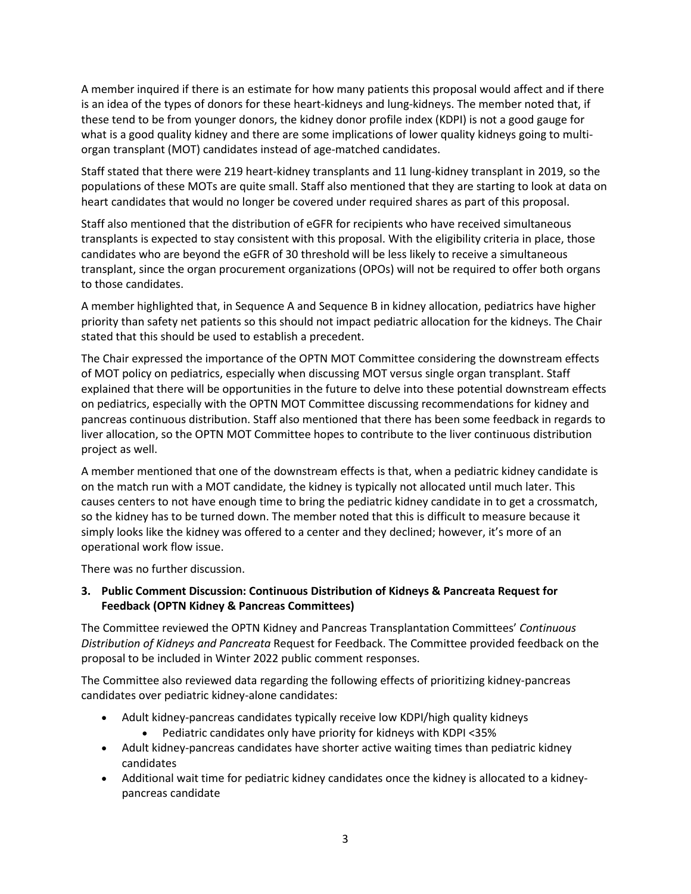A member inquired if there is an estimate for how many patients this proposal would affect and if there is an idea of the types of donors for these heart-kidneys and lung-kidneys. The member noted that, if these tend to be from younger donors, the kidney donor profile index (KDPI) is not a good gauge for what is a good quality kidney and there are some implications of lower quality kidneys going to multi-organ transplant (MOT) candidates instead of age-matched candidates.

Staff stated that there were 219 heart-kidney transplants and 11 lung-kidney transplant in 2019, so the populations of these MOTs are quite small. Staff also mentioned that they are starting to look at data on heart candidates that would no longer be covered under required shares as part of this proposal.

Staff also mentioned that the distribution of eGFR for recipients who have received simultaneous transplants is expected to stay consistent with this proposal. With the eligibility criteria in place, those candidates who are beyond the eGFR of 30 threshold will be less likely to receive a simultaneous transplant, since the organ procurement organizations (OPOs) will not be required to offer both organs to those candidates.

A member highlighted that, in Sequence A and Sequence B in kidney allocation, pediatrics have higher priority than safety net patients so this should not impact pediatric allocation for the kidneys. The Chair stated that this should be used to establish a precedent.

The Chair expressed the importance of the OPTN MOT Committee considering the downstream effects of MOT policy on pediatrics, especially when discussing MOT versus single organ transplant. Staff explained that there will be opportunities in the future to delve into these potential downstream effects on pediatrics, especially with the OPTN MOT Committee discussing recommendations for kidney and pancreas continuous distribution. Staff also mentioned that there has been some feedback in regards to liver allocation, so the OPTN MOT Committee hopes to contribute to the liver continuous distribution project as well.

A member mentioned that one of the downstream effects is that, when a pediatric kidney candidate is on the match run with a MOT candidate, the kidney is typically not allocated until much later. This causes centers to not have enough time to bring the pediatric kidney candidate in to get a crossmatch, so the kidney has to be turned down. The member noted that this is difficult to measure because it simply looks like the kidney was offered to a center and they declined; however, it's more of an operational work flow issue.

There was no further discussion.

**3. Public Comment Discussion: Continuous Distribution of Kidneys & Pancreata Request for Feedback (OPTN Kidney & Pancreas Committees)**

The Committee reviewed the OPTN Kidney and Pancreas Transplantation Committees' *Continuous Distribution of Kidneys and Pancreata* Request for Feedback. The Committee provided feedback on the proposal to be included in Winter 2022 public comment responses.

The Committee also reviewed data regarding the following effects of prioritizing kidney-pancreas candidates over pediatric kidney-alone candidates:

- Adult kidney-pancreas candidates typically receive low KDPI/high quality kidneys
  - Pediatric candidates only have priority for kidneys with KDPI <35%
- Adult kidney-pancreas candidates have shorter active waiting times than pediatric kidney candidates
- Additional wait time for pediatric kidney candidates once the kidney is allocated to a kidney-pancreas candidate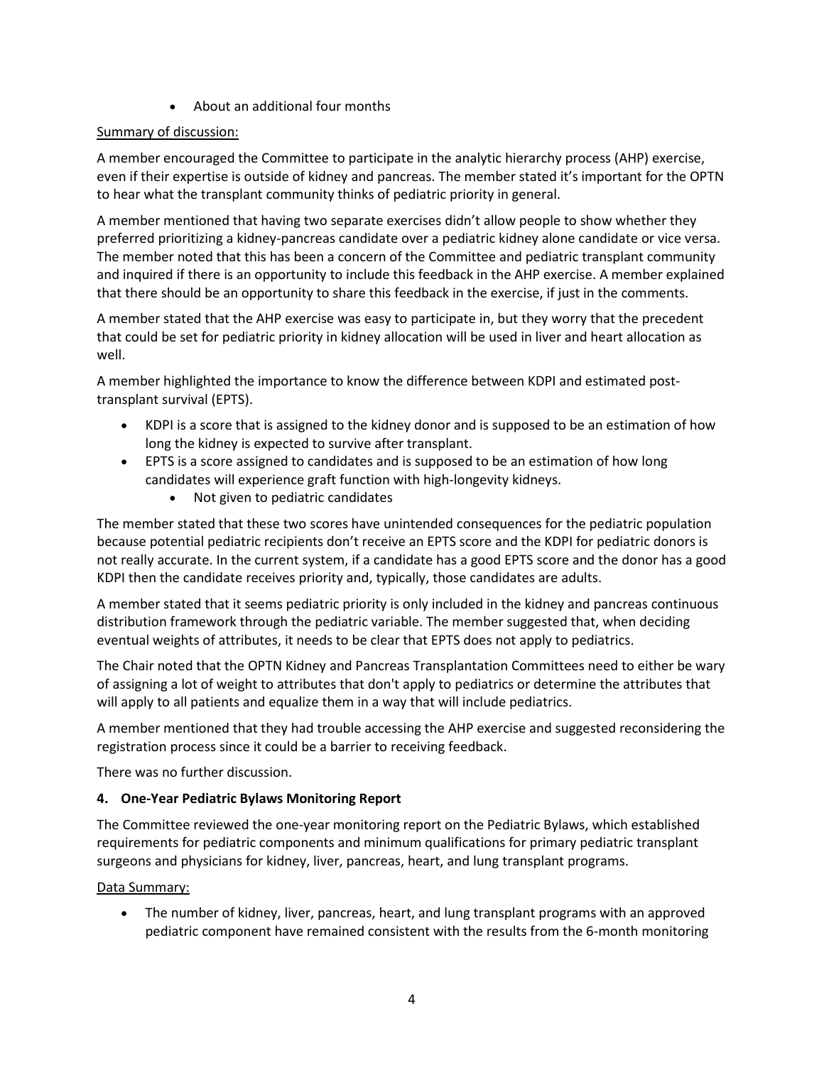- About an additional four months

Summary of discussion:

A member encouraged the Committee to participate in the analytic hierarchy process (AHP) exercise, even if their expertise is outside of kidney and pancreas. The member stated it's important for the OPTN to hear what the transplant community thinks of pediatric priority in general.

A member mentioned that having two separate exercises didn't allow people to show whether they preferred prioritizing a kidney-pancreas candidate over a pediatric kidney alone candidate or vice versa. The member noted that this has been a concern of the Committee and pediatric transplant community and inquired if there is an opportunity to include this feedback in the AHP exercise. A member explained that there should be an opportunity to share this feedback in the exercise, if just in the comments.

A member stated that the AHP exercise was easy to participate in, but they worry that the precedent that could be set for pediatric priority in kidney allocation will be used in liver and heart allocation as well.

A member highlighted the importance to know the difference between KDPI and estimated post-transplant survival (EPTS).

- KDPI is a score that is assigned to the kidney donor and is supposed to be an estimation of how long the kidney is expected to survive after transplant.
- EPTS is a score assigned to candidates and is supposed to be an estimation of how long candidates will experience graft function with high-longevity kidneys.
    - Not given to pediatric candidates

The member stated that these two scores have unintended consequences for the pediatric population because potential pediatric recipients don't receive an EPTS score and the KDPI for pediatric donors is not really accurate. In the current system, if a candidate has a good EPTS score and the donor has a good KDPI then the candidate receives priority and, typically, those candidates are adults.

A member stated that it seems pediatric priority is only included in the kidney and pancreas continuous distribution framework through the pediatric variable. The member suggested that, when deciding eventual weights of attributes, it needs to be clear that EPTS does not apply to pediatrics.

The Chair noted that the OPTN Kidney and Pancreas Transplantation Committees need to either be wary of assigning a lot of weight to attributes that don't apply to pediatrics or determine the attributes that will apply to all patients and equalize them in a way that will include pediatrics.

A member mentioned that they had trouble accessing the AHP exercise and suggested reconsidering the registration process since it could be a barrier to receiving feedback.

There was no further discussion.

**4. One-Year Pediatric Bylaws Monitoring Report**

The Committee reviewed the one-year monitoring report on the Pediatric Bylaws, which established requirements for pediatric components and minimum qualifications for primary pediatric transplant surgeons and physicians for kidney, liver, pancreas, heart, and lung transplant programs.

Data Summary:

- The number of kidney, liver, pancreas, heart, and lung transplant programs with an approved pediatric component have remained consistent with the results from the 6-month monitoring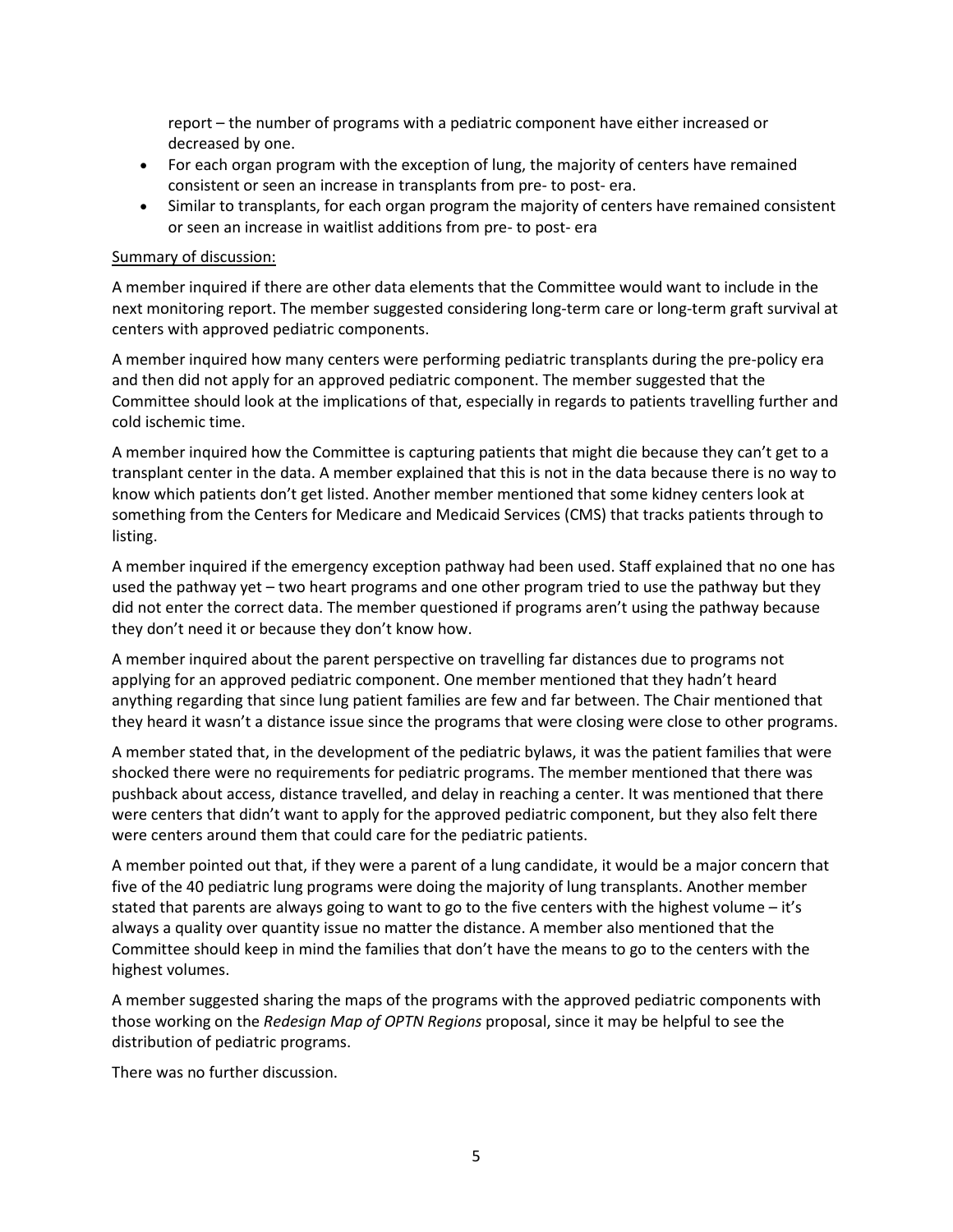report – the number of programs with a pediatric component have either increased or decreased by one.

- For each organ program with the exception of lung, the majority of centers have remained consistent or seen an increase in transplants from pre- to post- era.
- Similar to transplants, for each organ program the majority of centers have remained consistent or seen an increase in waitlist additions from pre- to post- era

Summary of discussion:

A member inquired if there are other data elements that the Committee would want to include in the next monitoring report. The member suggested considering long-term care or long-term graft survival at centers with approved pediatric components.

A member inquired how many centers were performing pediatric transplants during the pre-policy era and then did not apply for an approved pediatric component. The member suggested that the Committee should look at the implications of that, especially in regards to patients travelling further and cold ischemic time.

A member inquired how the Committee is capturing patients that might die because they can't get to a transplant center in the data. A member explained that this is not in the data because there is no way to know which patients don't get listed. Another member mentioned that some kidney centers look at something from the Centers for Medicare and Medicaid Services (CMS) that tracks patients through to listing.

A member inquired if the emergency exception pathway had been used. Staff explained that no one has used the pathway yet – two heart programs and one other program tried to use the pathway but they did not enter the correct data. The member questioned if programs aren't using the pathway because they don't need it or because they don't know how.

A member inquired about the parent perspective on travelling far distances due to programs not applying for an approved pediatric component. One member mentioned that they hadn't heard anything regarding that since lung patient families are few and far between. The Chair mentioned that they heard it wasn't a distance issue since the programs that were closing were close to other programs.

A member stated that, in the development of the pediatric bylaws, it was the patient families that were shocked there were no requirements for pediatric programs. The member mentioned that there was pushback about access, distance travelled, and delay in reaching a center. It was mentioned that there were centers that didn't want to apply for the approved pediatric component, but they also felt there were centers around them that could care for the pediatric patients.

A member pointed out that, if they were a parent of a lung candidate, it would be a major concern that five of the 40 pediatric lung programs were doing the majority of lung transplants. Another member stated that parents are always going to want to go to the five centers with the highest volume – it's always a quality over quantity issue no matter the distance. A member also mentioned that the Committee should keep in mind the families that don't have the means to go to the centers with the highest volumes.

A member suggested sharing the maps of the programs with the approved pediatric components with those working on the *Redesign Map of OPTN Regions* proposal, since it may be helpful to see the distribution of pediatric programs.

There was no further discussion.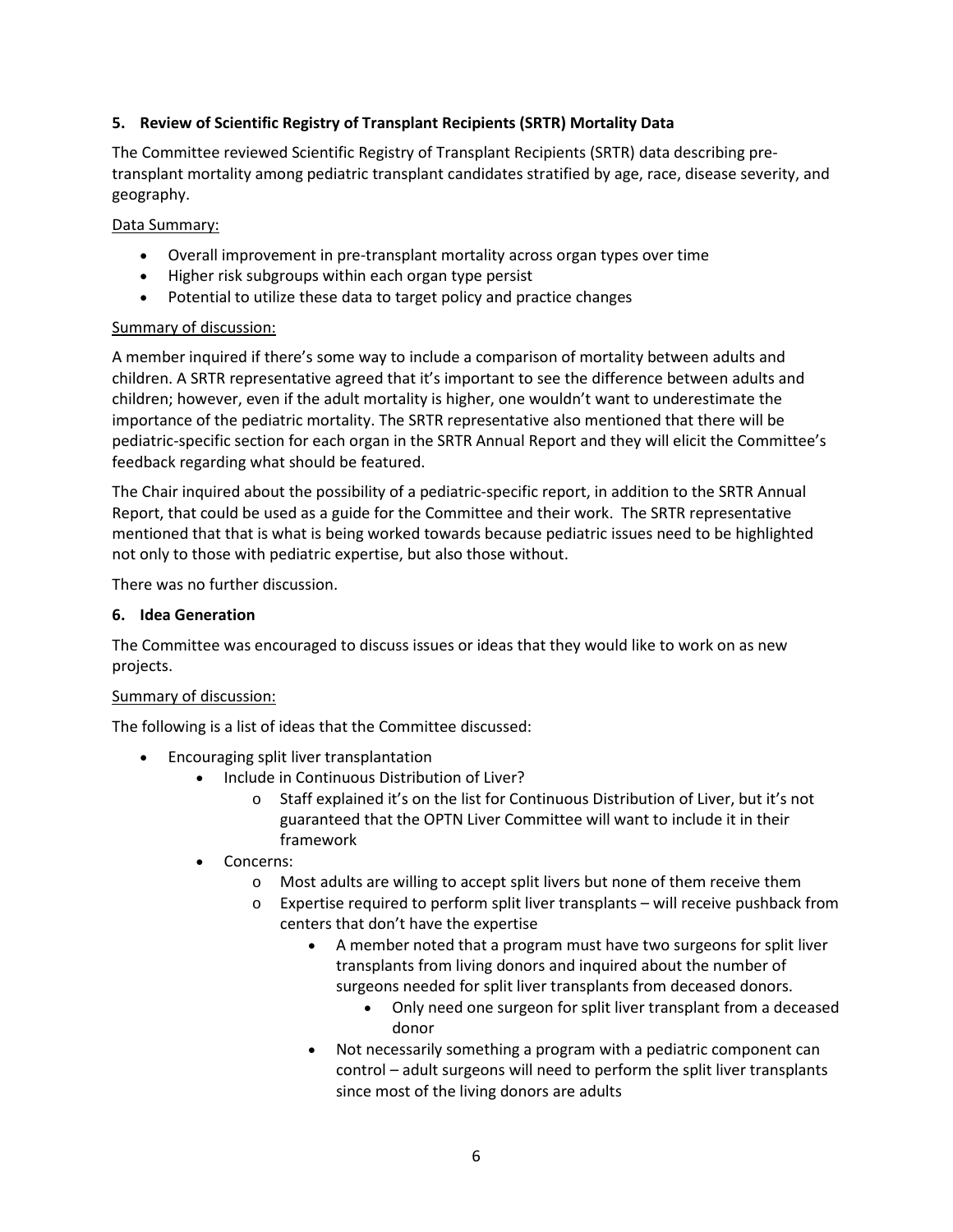**5. Review of Scientific Registry of Transplant Recipients (SRTR) Mortality Data**

The Committee reviewed Scientific Registry of Transplant Recipients (SRTR) data describing pre-transplant mortality among pediatric transplant candidates stratified by age, race, disease severity, and geography.

Data Summary:

- Overall improvement in pre-transplant mortality across organ types over time
- Higher risk subgroups within each organ type persist
- Potential to utilize these data to target policy and practice changes

Summary of discussion:

A member inquired if there's some way to include a comparison of mortality between adults and children. A SRTR representative agreed that it's important to see the difference between adults and children; however, even if the adult mortality is higher, one wouldn't want to underestimate the importance of the pediatric mortality. The SRTR representative also mentioned that there will be pediatric-specific section for each organ in the SRTR Annual Report and they will elicit the Committee's feedback regarding what should be featured.

The Chair inquired about the possibility of a pediatric-specific report, in addition to the SRTR Annual Report, that could be used as a guide for the Committee and their work. The SRTR representative mentioned that that is what is being worked towards because pediatric issues need to be highlighted not only to those with pediatric expertise, but also those without.

There was no further discussion.

**6. Idea Generation**

The Committee was encouraged to discuss issues or ideas that they would like to work on as new projects.

Summary of discussion:

The following is a list of ideas that the Committee discussed:

- Encouraging split liver transplantation
    - Include in Continuous Distribution of Liver?
        - Staff explained it's on the list for Continuous Distribution of Liver, but it's not guaranteed that the OPTN Liver Committee will want to include it in their framework
    - Concerns:
        - Most adults are willing to accept split livers but none of them receive them
        - Expertise required to perform split liver transplants – will receive pushback from centers that don't have the expertise
            - A member noted that a program must have two surgeons for split liver transplants from living donors and inquired about the number of surgeons needed for split liver transplants from deceased donors.
                - Only need one surgeon for split liver transplant from a deceased donor
            - Not necessarily something a program with a pediatric component can control – adult surgeons will need to perform the split liver transplants since most of the living donors are adults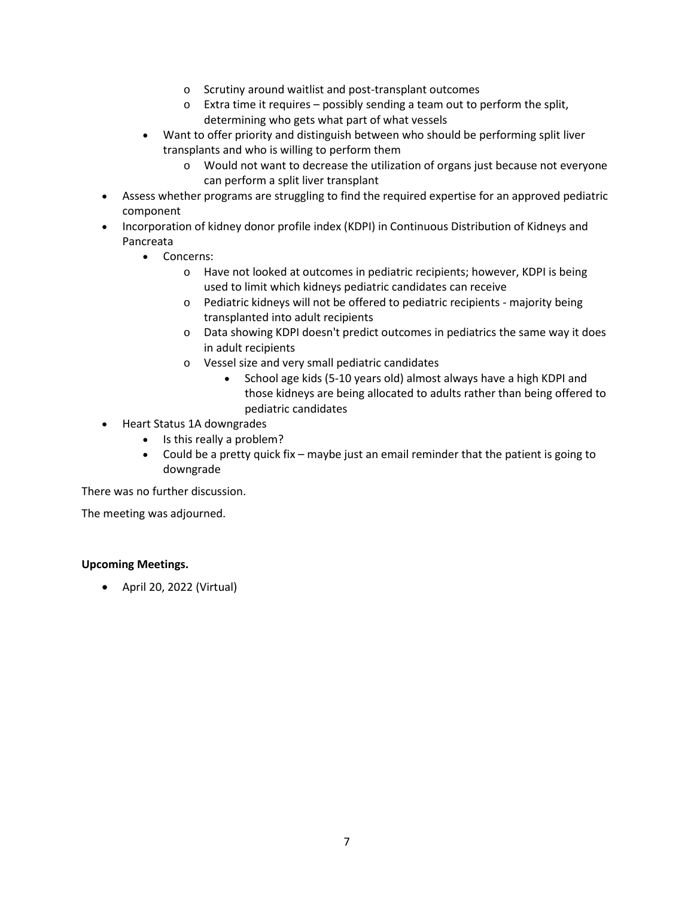- Scrutiny around waitlist and post-transplant outcomes
        - Extra time it requires – possibly sending a team out to perform the split, determining who gets what part of what vessels
    - Want to offer priority and distinguish between who should be performing split liver transplants and who is willing to perform them
        - Would not want to decrease the utilization of organs just because not everyone can perform a split liver transplant
- Assess whether programs are struggling to find the required expertise for an approved pediatric component
- Incorporation of kidney donor profile index (KDPI) in Continuous Distribution of Kidneys and Pancreata
    - Concerns:
        - Have not looked at outcomes in pediatric recipients; however, KDPI is being used to limit which kidneys pediatric candidates can receive
        - Pediatric kidneys will not be offered to pediatric recipients - majority being transplanted into adult recipients
        - Data showing KDPI doesn't predict outcomes in pediatrics the same way it does in adult recipients
        - Vessel size and very small pediatric candidates
            - School age kids (5-10 years old) almost always have a high KDPI and those kidneys are being allocated to adults rather than being offered to pediatric candidates
- Heart Status 1A downgrades
    - Is this really a problem?
    - Could be a pretty quick fix – maybe just an email reminder that the patient is going to downgrade

There was no further discussion.

The meeting was adjourned.

**Upcoming Meetings.**

- April 20, 2022 (Virtual)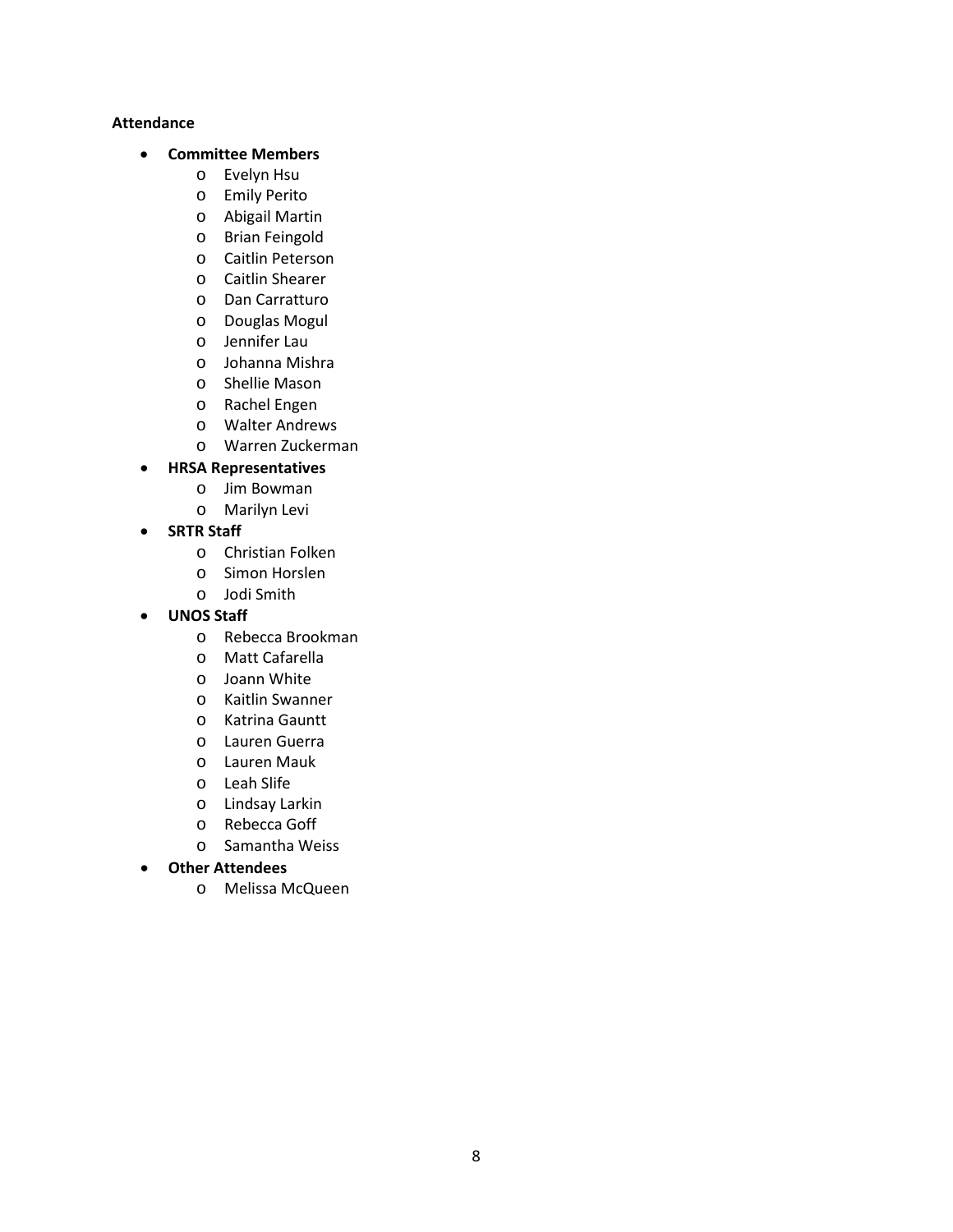**Attendance**

- **Committee Members**
  - Evelyn Hsu
  - Emily Perito
  - Abigail Martin
  - Brian Feingold
  - Caitlin Peterson
  - Caitlin Shearer
  - Dan Carratturo
  - Douglas Mogul
  - Jennifer Lau
  - Johanna Mishra
  - Shellie Mason
  - Rachel Engen
  - Walter Andrews
  - Warren Zuckerman
- **HRSA Representatives**
  - Jim Bowman
  - Marilyn Levi
- **SRTR Staff**
  - Christian Folken
  - Simon Horslen
  - Jodi Smith
- **UNOS Staff**
  - Rebecca Brookman
  - Matt Cafarella
  - Joann White
  - Kaitlin Swanner
  - Katrina Gauntt
  - Lauren Guerra
  - Lauren Mauk
  - Leah Slife
  - Lindsay Larkin
  - Rebecca Goff
  - Samantha Weiss
- **Other Attendees**
  - Melissa McQueen